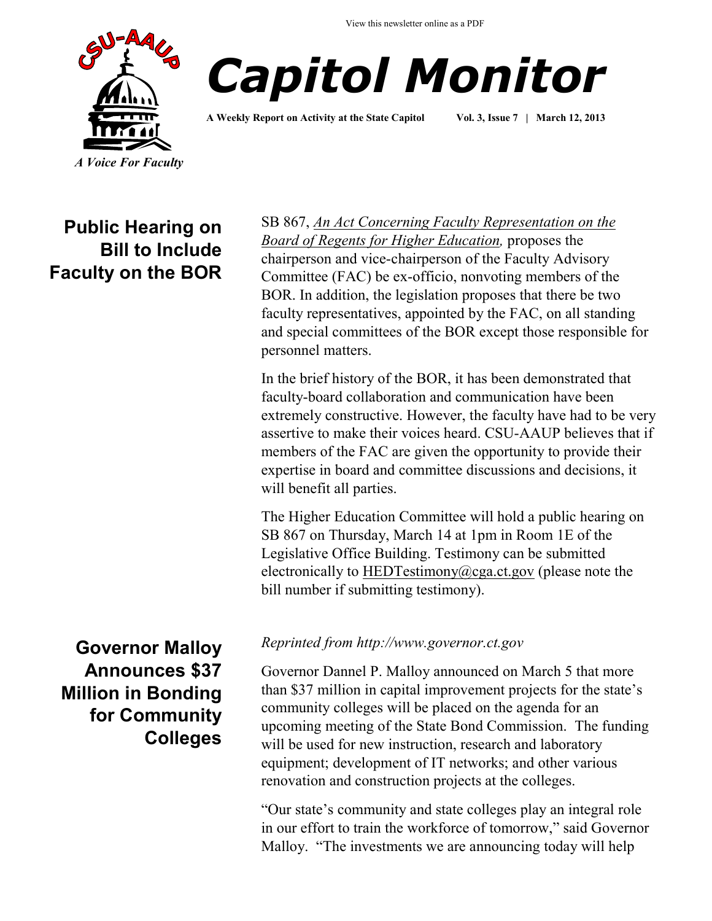View this newsletter online as a PDF

CSU-AAUP

*A Voice For Faculty*

# *Capitol Monitor*

**A Weekly Report on Activity at the State Capitol** **Vol. 3, Issue 7 | March 12, 2013**

## Public Hearing on Bill to Include Faculty on the BOR

SB 867, *An Act Concerning Faculty Representation on the Board of Regents for Higher Education,* proposes the chairperson and vice-chairperson of the Faculty Advisory Committee (FAC) be ex-officio, nonvoting members of the BOR. In addition, the legislation proposes that there be two faculty representatives, appointed by the FAC, on all standing and special committees of the BOR except those responsible for personnel matters.

In the brief history of the BOR, it has been demonstrated that faculty-board collaboration and communication have been extremely constructive. However, the faculty have had to be very assertive to make their voices heard. CSU-AAUP believes that if members of the FAC are given the opportunity to provide their expertise in board and committee discussions and decisions, it will benefit all parties.

The Higher Education Committee will hold a public hearing on SB 867 on Thursday, March 14 at 1pm in Room 1E of the Legislative Office Building. Testimony can be submitted electronically to HEDTestimony@cga.ct.gov (please note the bill number if submitting testimony).

## Governor Malloy Announces $37 Million in Bonding for Community Colleges

*Reprinted from http://www.governor.ct.gov*

Governor Dannel P. Malloy announced on March 5 that more than $37 million in capital improvement projects for the state's community colleges will be placed on the agenda for an upcoming meeting of the State Bond Commission. The funding will be used for new instruction, research and laboratory equipment; development of IT networks; and other various renovation and construction projects at the colleges.

"Our state's community and state colleges play an integral role in our effort to train the workforce of tomorrow," said Governor Malloy. "The investments we are announcing today will help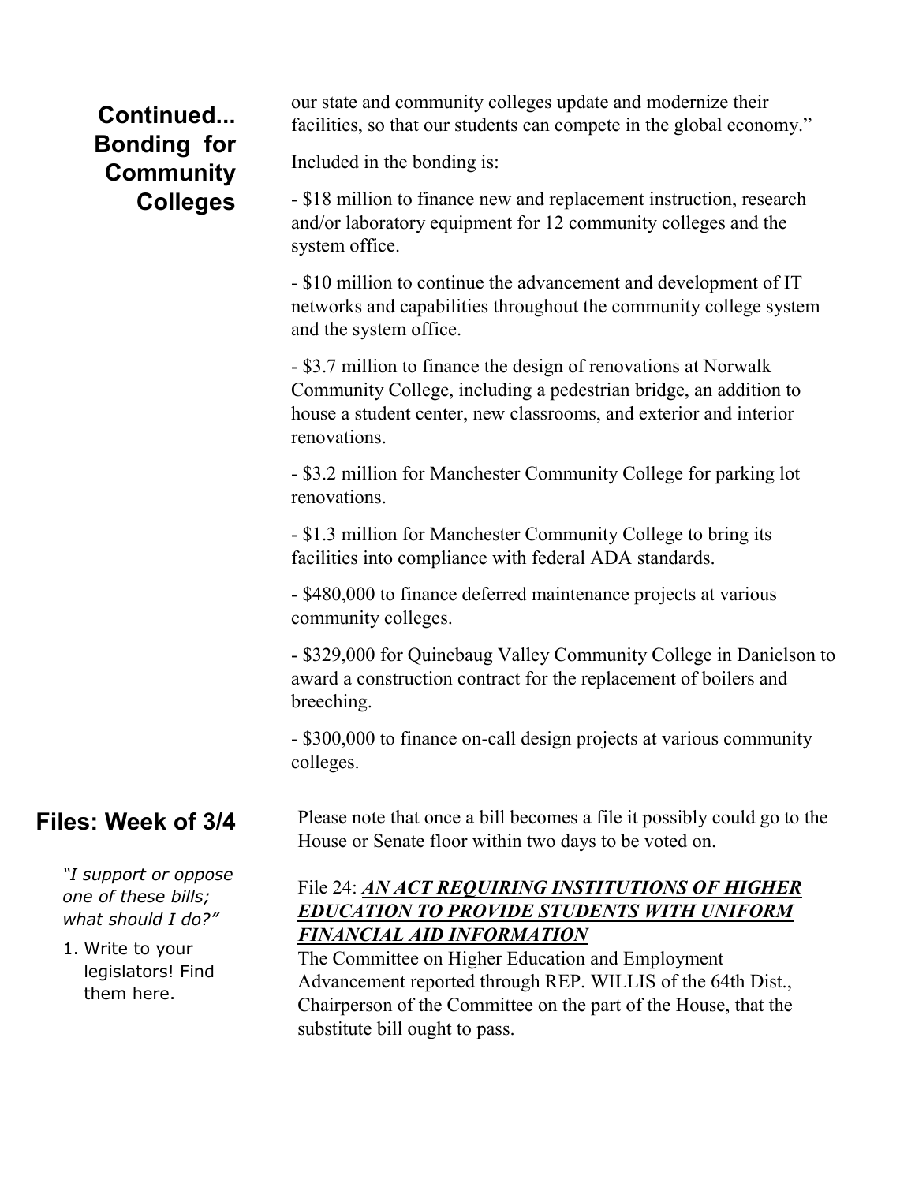## Continued... Bonding for Community Colleges

our state and community colleges update and modernize their facilities, so that our students can compete in the global economy."

Included in the bonding is:

- $18 million to finance new and replacement instruction, research and/or laboratory equipment for 12 community colleges and the system office.

- $10 million to continue the advancement and development of IT networks and capabilities throughout the community college system and the system office.

- $3.7 million to finance the design of renovations at Norwalk Community College, including a pedestrian bridge, an addition to house a student center, new classrooms, and exterior and interior renovations.

- $3.2 million for Manchester Community College for parking lot renovations.

- $1.3 million for Manchester Community College to bring its facilities into compliance with federal ADA standards.

- $480,000 to finance deferred maintenance projects at various community colleges.

- $329,000 for Quinebaug Valley Community College in Danielson to award a construction contract for the replacement of boilers and breeching.

- $300,000 to finance on-call design projects at various community colleges.

## Files: Week of 3/4

*"I support or oppose one of these bills; what should I do?"*

1. Write to your legislators! Find them here.

Please note that once a bill becomes a file it possibly could go to the House or Senate floor within two days to be voted on.

File 24: ***AN ACT REQUIRING INSTITUTIONS OF HIGHER EDUCATION TO PROVIDE STUDENTS WITH UNIFORM FINANCIAL AID INFORMATION***

The Committee on Higher Education and Employment Advancement reported through REP. WILLIS of the 64th Dist., Chairperson of the Committee on the part of the House, that the substitute bill ought to pass.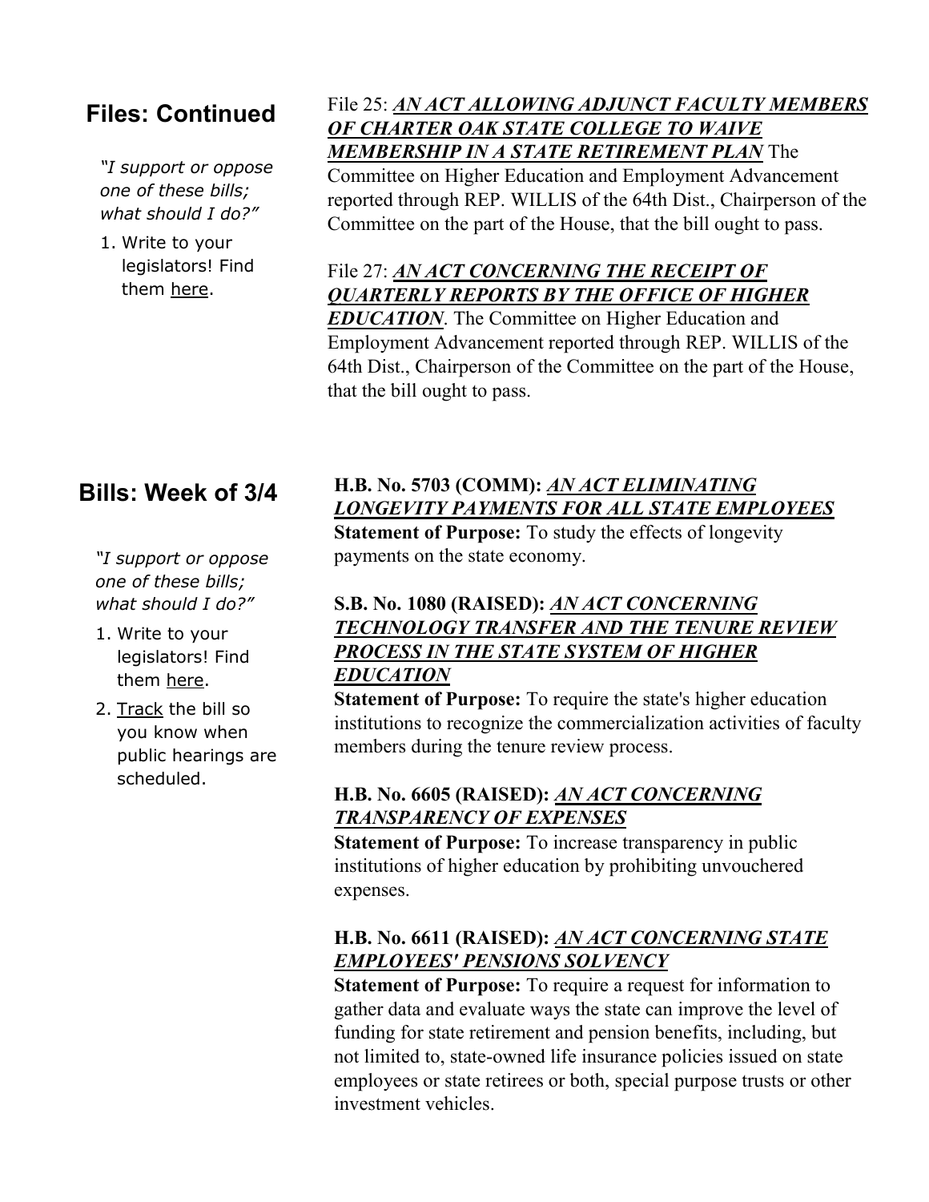## Files: Continued

*"I support or oppose one of these bills; what should I do?"*

1. Write to your legislators! Find them here.

File 25: ***AN ACT ALLOWING ADJUNCT FACULTY MEMBERS OF CHARTER OAK STATE COLLEGE TO WAIVE MEMBERSHIP IN A STATE RETIREMENT PLAN*** The Committee on Higher Education and Employment Advancement reported through REP. WILLIS of the 64th Dist., Chairperson of the Committee on the part of the House, that the bill ought to pass.

File 27: ***AN ACT CONCERNING THE RECEIPT OF QUARTERLY REPORTS BY THE OFFICE OF HIGHER EDUCATION***. The Committee on Higher Education and Employment Advancement reported through REP. WILLIS of the 64th Dist., Chairperson of the Committee on the part of the House, that the bill ought to pass.

## Bills: Week of 3/4

*"I support or oppose one of these bills; what should I do?"*

1. Write to your legislators! Find them here.
2. Track the bill so you know when public hearings are scheduled.

**H.B. No. 5703 (COMM):** ***AN ACT ELIMINATING LONGEVITY PAYMENTS FOR ALL STATE EMPLOYEES***
**Statement of Purpose:** To study the effects of longevity payments on the state economy.

**S.B. No. 1080 (RAISED):** ***AN ACT CONCERNING TECHNOLOGY TRANSFER AND THE TENURE REVIEW PROCESS IN THE STATE SYSTEM OF HIGHER EDUCATION***
**Statement of Purpose:** To require the state's higher education institutions to recognize the commercialization activities of faculty members during the tenure review process.

**H.B. No. 6605 (RAISED):** ***AN ACT CONCERNING TRANSPARENCY OF EXPENSES***
**Statement of Purpose:** To increase transparency in public institutions of higher education by prohibiting unvouchered expenses.

**H.B. No. 6611 (RAISED):** ***AN ACT CONCERNING STATE EMPLOYEES' PENSIONS SOLVENCY***
**Statement of Purpose:** To require a request for information to gather data and evaluate ways the state can improve the level of funding for state retirement and pension benefits, including, but not limited to, state-owned life insurance policies issued on state employees or state retirees or both, special purpose trusts or other investment vehicles.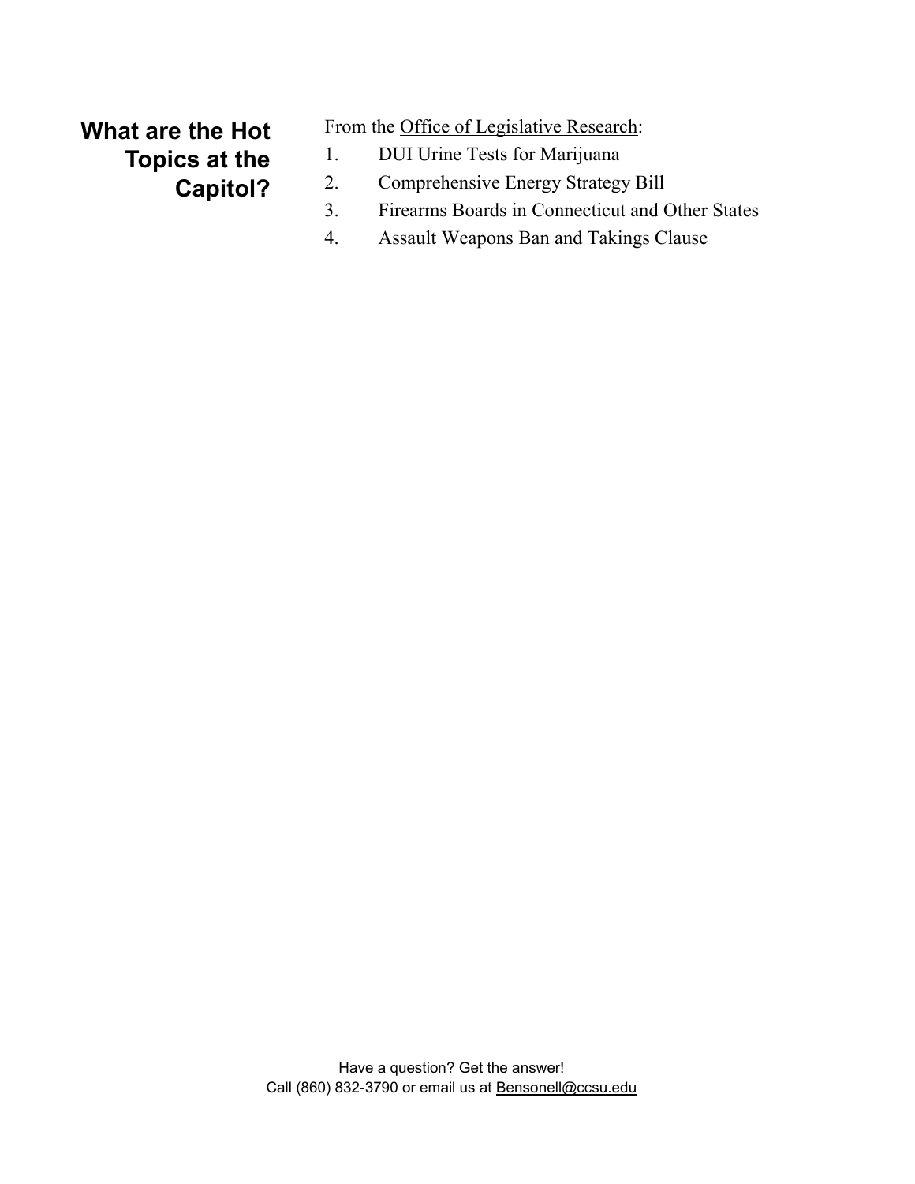## What are the Hot Topics at the Capitol?

From the Office of Legislative Research:

1. DUI Urine Tests for Marijuana
2. Comprehensive Energy Strategy Bill
3. Firearms Boards in Connecticut and Other States
4. Assault Weapons Ban and Takings Clause

Have a question? Get the answer!
Call (860) 832-3790 or email us at Bensonell@ccsu.edu